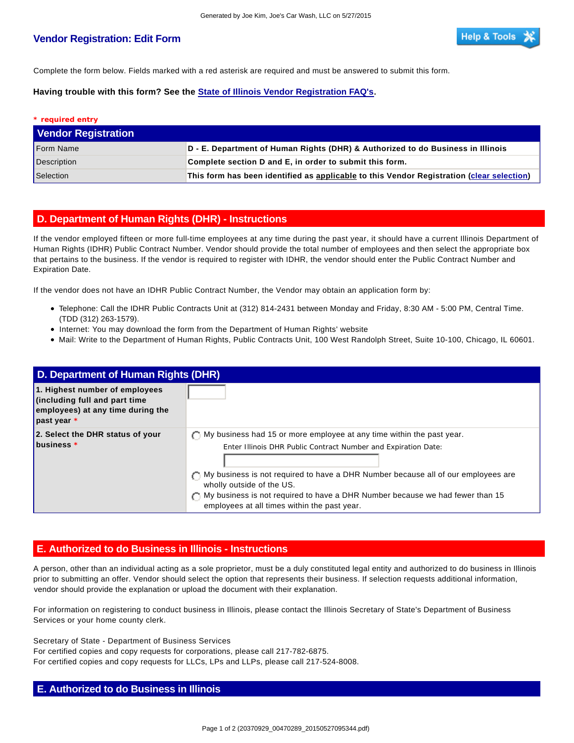Generated by Joe Kim, Joe's Car Wash, LLC on 5/27/2015

# Vendor Registration: Edit Form

Complete the form below. Fields marked with a red asterisk are required and must be answered to submit this form.

**Having trouble with this form? See the State of Illinois Vendor Registration FAQ's.**

* required entry

| Vendor Registration | |
|---|---|
| Form Name | **D - E. Department of Human Rights (DHR) & Authorized to do Business in Illinois** |
| Description | **Complete section D and E, in order to submit this form.** |
| Selection | **This form has been identified as applicable to this Vendor Registration (clear selection)** |

## D. Department of Human Rights (DHR) - Instructions

If the vendor employed fifteen or more full-time employees at any time during the past year, it should have a current Illinois Department of Human Rights (IDHR) Public Contract Number. Vendor should provide the total number of employees and then select the appropriate box that pertains to the business. If the vendor is required to register with IDHR, the vendor should enter the Public Contract Number and Expiration Date.

If the vendor does not have an IDHR Public Contract Number, the Vendor may obtain an application form by:

- Telephone: Call the IDHR Public Contracts Unit at (312) 814-2431 between Monday and Friday, 8:30 AM - 5:00 PM, Central Time. (TDD (312) 263-1579).
- Internet: You may download the form from the Department of Human Rights' website
- Mail: Write to the Department of Human Rights, Public Contracts Unit, 100 West Randolph Street, Suite 10-100, Chicago, IL 60601.

## D. Department of Human Rights (DHR)

| | |
|---|---|
| **1. Highest number of employees (including full and part time employees) at any time during the past year** * | |
| **2. Select the DHR status of your business** * | ○ My business had 15 or more employee at any time within the past year.<br>Enter Illinois DHR Public Contract Number and Expiration Date:<br><br>○ My business is not required to have a DHR Number because all of our employees are wholly outside of the US.<br>○ My business is not required to have a DHR Number because we had fewer than 15 employees at all times within the past year. |

## E. Authorized to do Business in Illinois - Instructions

A person, other than an individual acting as a sole proprietor, must be a duly constituted legal entity and authorized to do business in Illinois prior to submitting an offer. Vendor should select the option that represents their business. If selection requests additional information, vendor should provide the explanation or upload the document with their explanation.

For information on registering to conduct business in Illinois, please contact the Illinois Secretary of State's Department of Business Services or your home county clerk.

Secretary of State - Department of Business Services
For certified copies and copy requests for corporations, please call 217-782-6875.
For certified copies and copy requests for LLCs, LPs and LLPs, please call 217-524-8008.

## E. Authorized to do Business in Illinois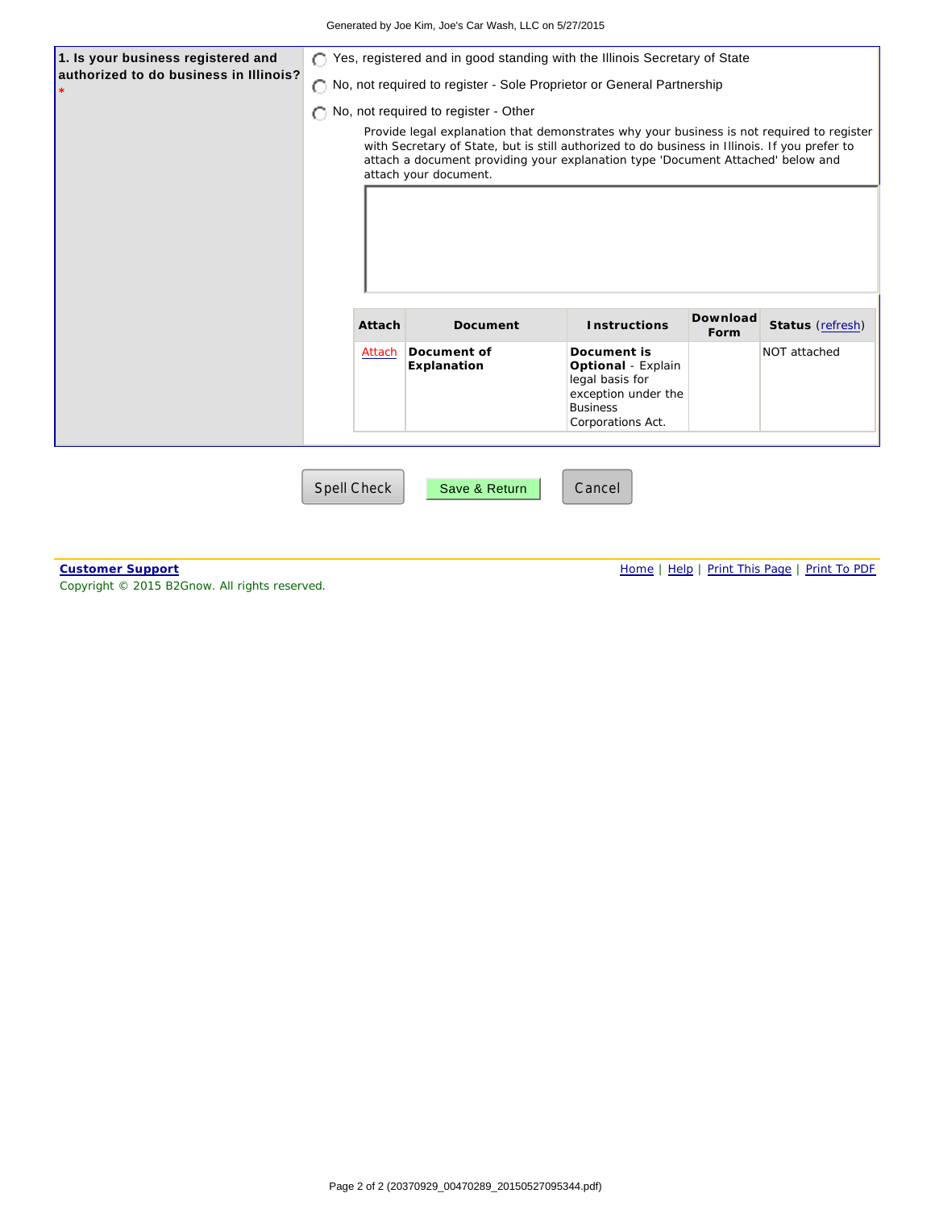**1. Is your business registered and authorized to do business in Illinois?** *

- Yes, registered and in good standing with the Illinois Secretary of State
- No, not required to register - Sole Proprietor or General Partnership
- No, not required to register - Other

Provide legal explanation that demonstrates why your business is not required to register with Secretary of State, but is still authorized to do business in Illinois. If you prefer to attach a document providing your explanation type 'Document Attached' below and attach your document.

| Attach | Document | Instructions | Download Form | Status (refresh) |
|---|---|---|---|---|
| Attach | **Document of Explanation** | **Document is Optional** - Explain legal basis for exception under the Business Corporations Act. | | NOT attached |

Spell Check | Save & Return | Cancel

**Customer Support**

Copyright © 2015 B2Gnow. All rights reserved.

Home | Help | Print This Page | Print To PDF